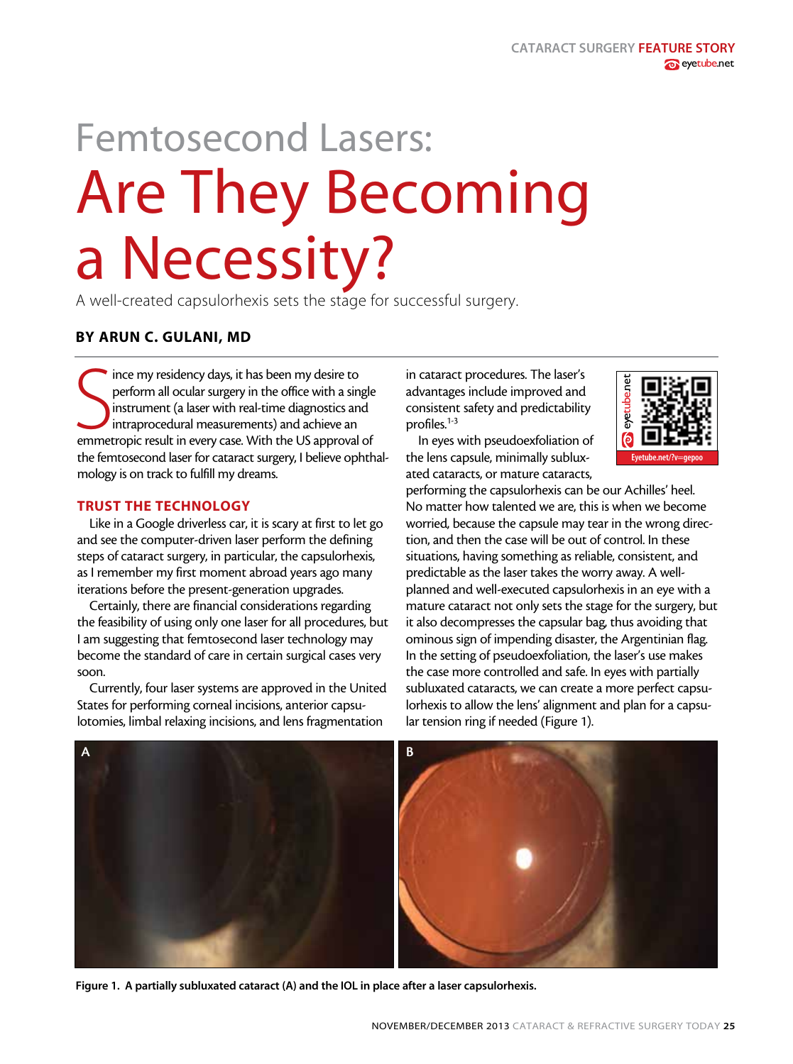# Femtosecond Lasers: Are They Becoming a Necessity?

A well-created capsulorhexis sets the stage for successful surgery.

**BY ARUN C. GULANI, MD**

Since my residency days, it has been my desire to perform all ocular surgery in the office with a single instrument (a laser with real-time diagnostics and intraprocedural measurements) and achieve an emmetropic result in every case. With the US approval of the femtosecond laser for cataract surgery, I believe ophthalmology is on track to fulfill my dreams.

## TRUST THE TECHNOLOGY

Like in a Google driverless car, it is scary at first to let go and see the computer-driven laser perform the defining steps of cataract surgery, in particular, the capsulorhexis, as I remember my first moment abroad years ago many iterations before the present-generation upgrades.

Certainly, there are financial considerations regarding the feasibility of using only one laser for all procedures, but I am suggesting that femtosecond laser technology may become the standard of care in certain surgical cases very soon.

Currently, four laser systems are approved in the United States for performing corneal incisions, anterior capsulotomies, limbal relaxing incisions, and lens fragmentation in cataract procedures. The laser's advantages include improved and consistent safety and predictability profiles.[1-3]

Eyetube.net/?v=gepoo

In eyes with pseudoexfoliation of the lens capsule, minimally subluxated cataracts, or mature cataracts, performing the capsulorhexis can be our Achilles' heel. No matter how talented we are, this is when we become worried, because the capsule may tear in the wrong direction, and then the case will be out of control. In these situations, having something as reliable, consistent, and predictable as the laser takes the worry away. A well-planned and well-executed capsulorhexis in an eye with a mature cataract not only sets the stage for the surgery, but it also decompresses the capsular bag, thus avoiding that ominous sign of impending disaster, the Argentinian flag. In the setting of pseudoexfoliation, the laser's use makes the case more controlled and safe. In eyes with partially subluxated cataracts, we can create a more perfect capsulorhexis to allow the lens' alignment and plan for a capsular tension ring if needed (Figure 1).

**Figure 1. A partially subluxated cataract (A) and the IOL in place after a laser capsulorhexis.**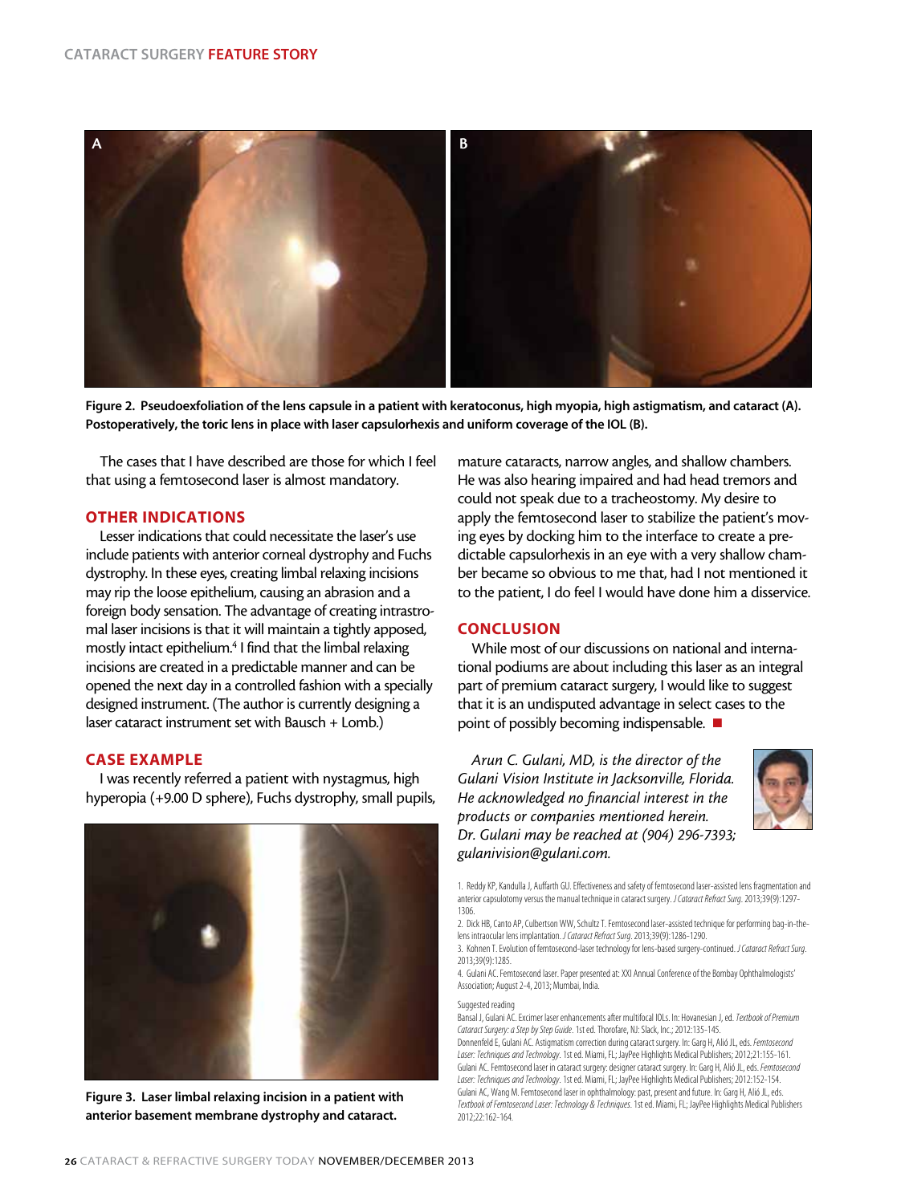Figure 2. Pseudoexfoliation of the lens capsule in a patient with keratoconus, high myopia, high astigmatism, and cataract (A). Postoperatively, the toric lens in place with laser capsulorhexis and uniform coverage of the IOL (B).

The cases that I have described are those for which I feel that using a femtosecond laser is almost mandatory.

## OTHER INDICATIONS

Lesser indications that could necessitate the laser's use include patients with anterior corneal dystrophy and Fuchs dystrophy. In these eyes, creating limbal relaxing incisions may rip the loose epithelium, causing an abrasion and a foreign body sensation. The advantage of creating intrastromal laser incisions is that it will maintain a tightly apposed, mostly intact epithelium.[4] I find that the limbal relaxing incisions are created in a predictable manner and can be opened the next day in a controlled fashion with a specially designed instrument. (The author is currently designing a laser cataract instrument set with Bausch + Lomb.)

## CASE EXAMPLE

I was recently referred a patient with nystagmus, high hyperopia (+9.00 D sphere), Fuchs dystrophy, small pupils, mature cataracts, narrow angles, and shallow chambers. He was also hearing impaired and had head tremors and could not speak due to a tracheostomy. My desire to apply the femtosecond laser to stabilize the patient's moving eyes by docking him to the interface to create a predictable capsulorhexis in an eye with a very shallow chamber became so obvious to me that, had I not mentioned it to the patient, I do feel I would have done him a disservice.

Figure 3. Laser limbal relaxing incision in a patient with anterior basement membrane dystrophy and cataract.

## CONCLUSION

While most of our discussions on national and international podiums are about including this laser as an integral part of premium cataract surgery, I would like to suggest that it is an undisputed advantage in select cases to the point of possibly becoming indispensable. ■

*Arun C. Gulani, MD, is the director of the Gulani Vision Institute in Jacksonville, Florida. He acknowledged no financial interest in the products or companies mentioned herein. Dr. Gulani may be reached at (904) 296-7393; gulanivision@gulani.com.*

1. Reddy KP, Kandulla J, Auffarth GU. Effectiveness and safety of femtosecond laser-assisted lens fragmentation and anterior capsulotomy versus the manual technique in cataract surgery. *J Cataract Refract Surg*. 2013;39(9):1297-1306.
2. Dick HB, Canto AP, Culbertson WW, Schultz T. Femtosecond laser-assisted technique for performing bag-in-the-lens intraocular lens implantation. *J Cataract Refract Surg*. 2013;39(9):1286-1290.
3. Kohnen T. Evolution of femtosecond-laser technology for lens-based surgery-continued. *J Cataract Refract Surg*. 2013;39(9):1285.
4. Gulani AC. Femtosecond laser. Paper presented at: XXI Annual Conference of the Bombay Ophthalmologists' Association; August 2-4, 2013; Mumbai, India.

Suggested reading

Bansal J, Gulani AC. Excimer laser enhancements after multifocal IOLs. In: Hovanesian J, ed. *Textbook of Premium Cataract Surgery: a Step by Step Guide*. 1st ed. Thorofare, NJ: Slack, Inc.; 2012:135-145.

Donnenfeld E, Gulani AC. Astigmatism correction during cataract surgery. In: Garg H, Alió JL, eds. *Femtosecond Laser: Techniques and Technology*. 1st ed. Miami, FL; JayPee Highlights Medical Publishers; 2012;21:155-161.

Gulani AC. Femtosecond laser in cataract surgery: designer cataract surgery. In: Garg H, Alió JL, eds. *Femtosecond Laser: Techniques and Technology*. 1st ed. Miami, FL; JayPee Highlights Medical Publishers; 2012:152-154.

Gulani AC, Wang M. Femtosecond laser in ophthalmology: past, present and future. In: Garg H, Alió JL, eds. *Textbook of Femtosecond Laser: Technology & Techniques*. 1st ed. Miami, FL; JayPee Highlights Medical Publishers 2012;22:162-164.